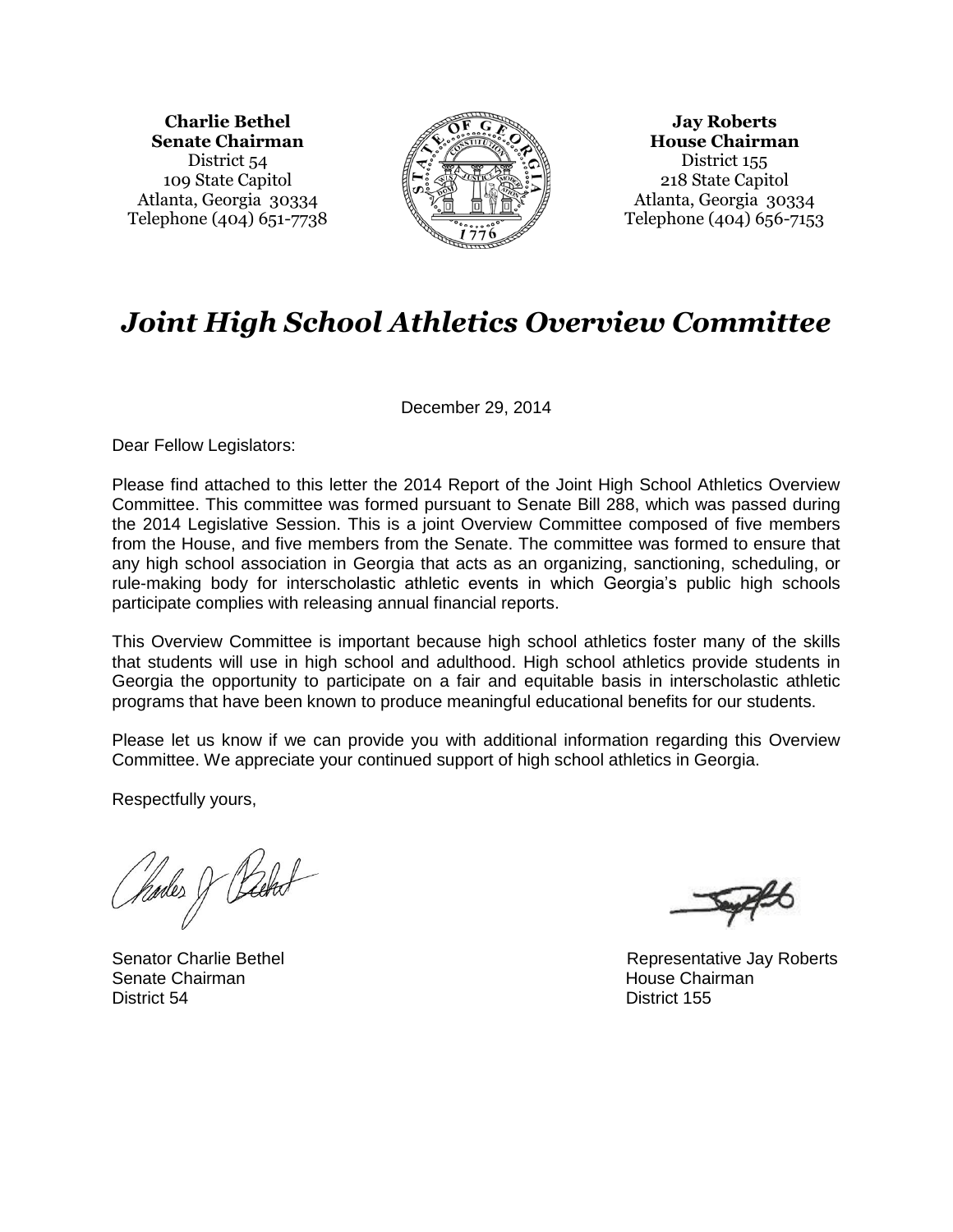**Charlie Bethel**
**Senate Chairman**
District 54
109 State Capitol
Atlanta, Georgia 30334
Telephone (404) 651-7738

**Jay Roberts**
**House Chairman**
District 155
218 State Capitol
Atlanta, Georgia 30334
Telephone (404) 656-7153

# *Joint High School Athletics Overview Committee*

December 29, 2014

Dear Fellow Legislators:

Please find attached to this letter the 2014 Report of the Joint High School Athletics Overview Committee. This committee was formed pursuant to Senate Bill 288, which was passed during the 2014 Legislative Session. This is a joint Overview Committee composed of five members from the House, and five members from the Senate. The committee was formed to ensure that any high school association in Georgia that acts as an organizing, sanctioning, scheduling, or rule-making body for interscholastic athletic events in which Georgia's public high schools participate complies with releasing annual financial reports.

This Overview Committee is important because high school athletics foster many of the skills that students will use in high school and adulthood. High school athletics provide students in Georgia the opportunity to participate on a fair and equitable basis in interscholastic athletic programs that have been known to produce meaningful educational benefits for our students.

Please let us know if we can provide you with additional information regarding this Overview Committee. We appreciate your continued support of high school athletics in Georgia.

Respectfully yours,

Senator Charlie Bethel
Senate Chairman
District 54

Representative Jay Roberts
House Chairman
District 155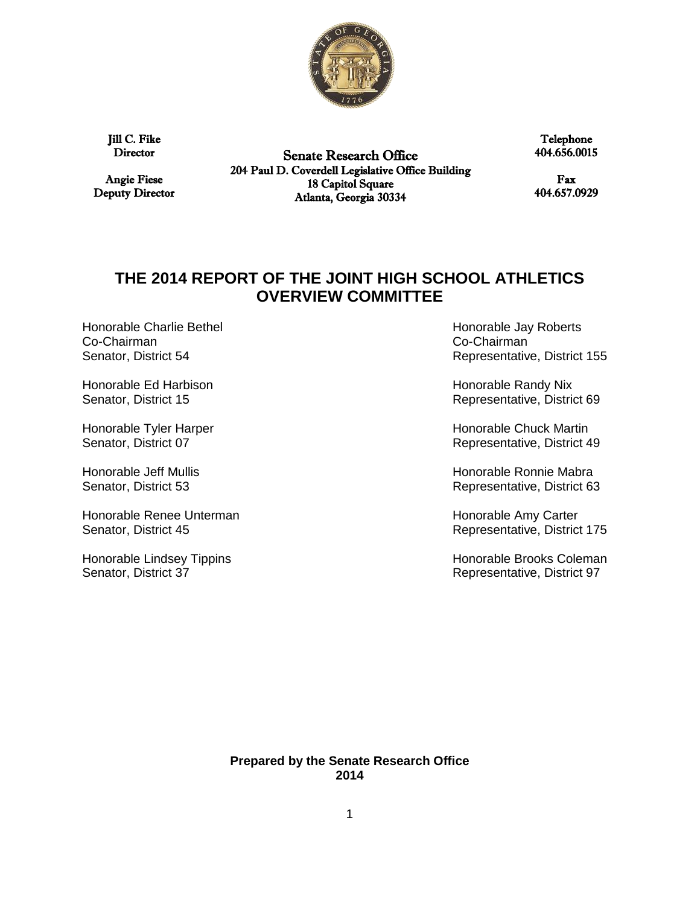Jill C. Fike
Director

Angie Fiese
Deputy Director

**Senate Research Office**
204 Paul D. Coverdell Legislative Office Building
18 Capitol Square
Atlanta, Georgia 30334

Telephone
404.656.0015

Fax
404.657.0929

# THE 2014 REPORT OF THE JOINT HIGH SCHOOL ATHLETICS OVERVIEW COMMITTEE

Honorable Charlie Bethel
Co-Chairman
Senator, District 54

Honorable Ed Harbison
Senator, District 15

Honorable Tyler Harper
Senator, District 07

Honorable Jeff Mullis
Senator, District 53

Honorable Renee Unterman
Senator, District 45

Honorable Lindsey Tippins
Senator, District 37

Honorable Jay Roberts
Co-Chairman
Representative, District 155

Honorable Randy Nix
Representative, District 69

Honorable Chuck Martin
Representative, District 49

Honorable Ronnie Mabra
Representative, District 63

Honorable Amy Carter
Representative, District 175

Honorable Brooks Coleman
Representative, District 97

**Prepared by the Senate Research Office**
**2014**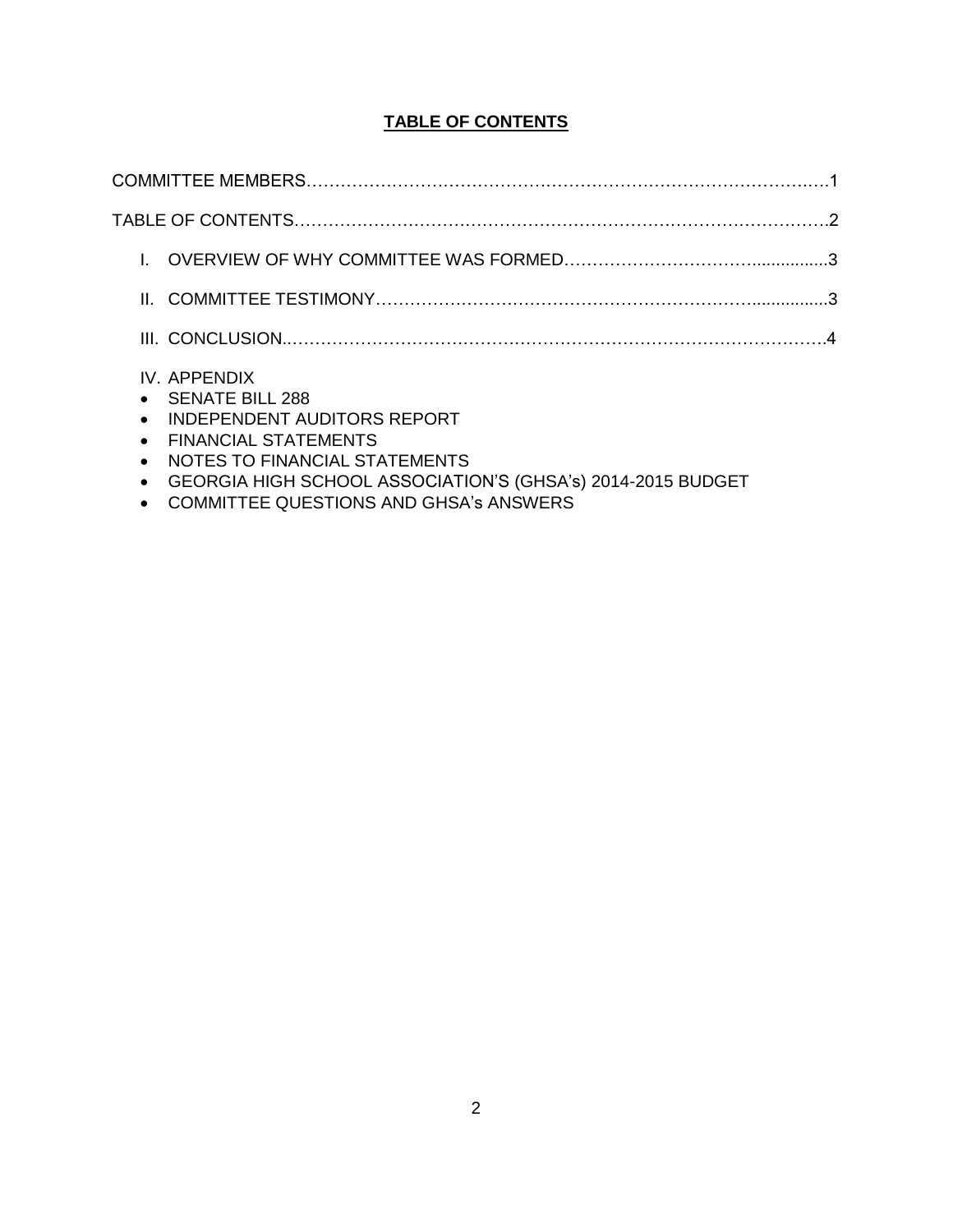## TABLE OF CONTENTS

COMMITTEE MEMBERS……………………………………………………………………………….1

TABLE OF CONTENTS…………………………………………………………………………….2

I. OVERVIEW OF WHY COMMITTEE WAS FORMED…………………………….................3

II. COMMITTEE TESTIMONY……………………………………………………….................3

III. CONCLUSION.……………………………………………………………………………….4

IV. APPENDIX

- SENATE BILL 288
- INDEPENDENT AUDITORS REPORT
- FINANCIAL STATEMENTS
- NOTES TO FINANCIAL STATEMENTS
- GEORGIA HIGH SCHOOL ASSOCIATION'S (GHSA's) 2014-2015 BUDGET
- COMMITTEE QUESTIONS AND GHSA's ANSWERS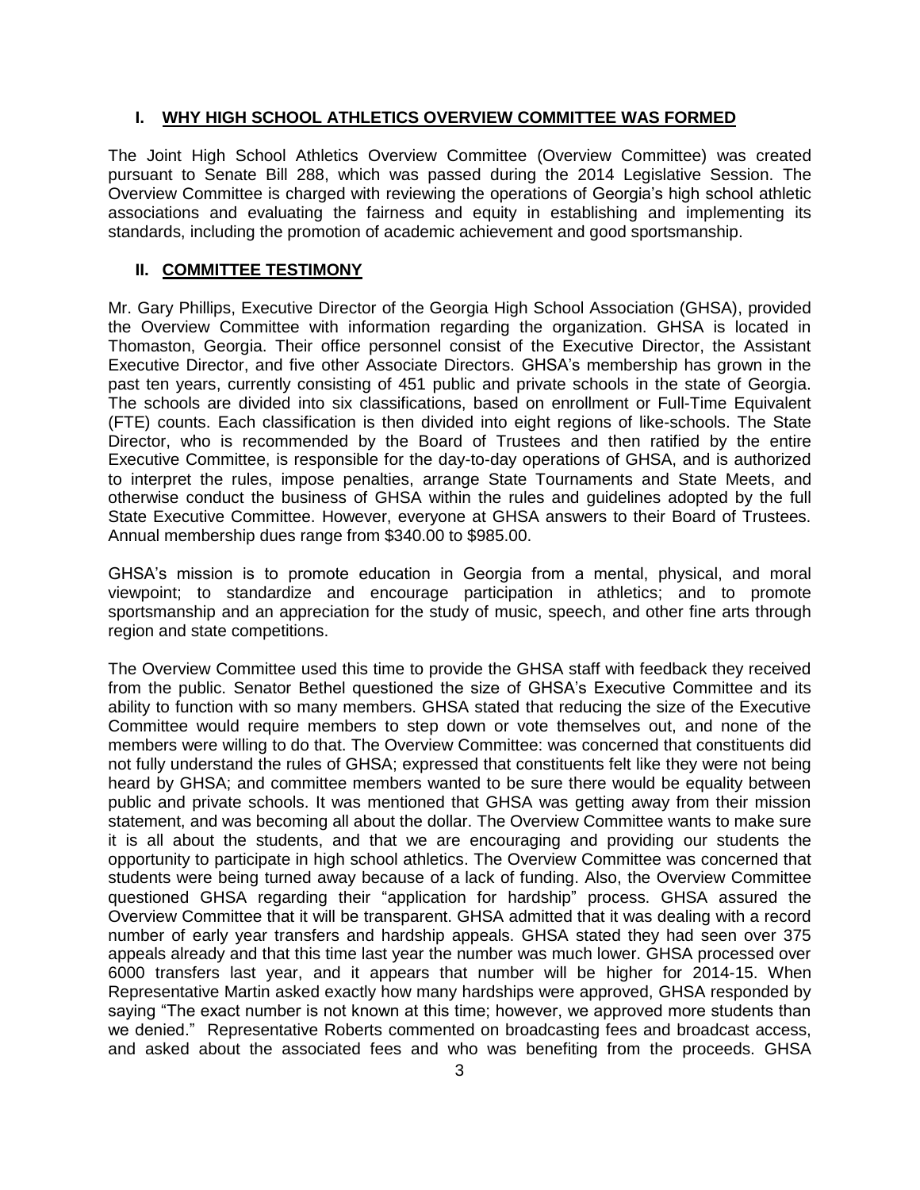## I. WHY HIGH SCHOOL ATHLETICS OVERVIEW COMMITTEE WAS FORMED

The Joint High School Athletics Overview Committee (Overview Committee) was created pursuant to Senate Bill 288, which was passed during the 2014 Legislative Session. The Overview Committee is charged with reviewing the operations of Georgia's high school athletic associations and evaluating the fairness and equity in establishing and implementing its standards, including the promotion of academic achievement and good sportsmanship.

## II. COMMITTEE TESTIMONY

Mr. Gary Phillips, Executive Director of the Georgia High School Association (GHSA), provided the Overview Committee with information regarding the organization. GHSA is located in Thomaston, Georgia. Their office personnel consist of the Executive Director, the Assistant Executive Director, and five other Associate Directors. GHSA's membership has grown in the past ten years, currently consisting of 451 public and private schools in the state of Georgia. The schools are divided into six classifications, based on enrollment or Full-Time Equivalent (FTE) counts. Each classification is then divided into eight regions of like-schools. The State Director, who is recommended by the Board of Trustees and then ratified by the entire Executive Committee, is responsible for the day-to-day operations of GHSA, and is authorized to interpret the rules, impose penalties, arrange State Tournaments and State Meets, and otherwise conduct the business of GHSA within the rules and guidelines adopted by the full State Executive Committee. However, everyone at GHSA answers to their Board of Trustees. Annual membership dues range from $340.00 to $985.00.

GHSA's mission is to promote education in Georgia from a mental, physical, and moral viewpoint; to standardize and encourage participation in athletics; and to promote sportsmanship and an appreciation for the study of music, speech, and other fine arts through region and state competitions.

The Overview Committee used this time to provide the GHSA staff with feedback they received from the public. Senator Bethel questioned the size of GHSA's Executive Committee and its ability to function with so many members. GHSA stated that reducing the size of the Executive Committee would require members to step down or vote themselves out, and none of the members were willing to do that. The Overview Committee: was concerned that constituents did not fully understand the rules of GHSA; expressed that constituents felt like they were not being heard by GHSA; and committee members wanted to be sure there would be equality between public and private schools. It was mentioned that GHSA was getting away from their mission statement, and was becoming all about the dollar. The Overview Committee wants to make sure it is all about the students, and that we are encouraging and providing our students the opportunity to participate in high school athletics. The Overview Committee was concerned that students were being turned away because of a lack of funding. Also, the Overview Committee questioned GHSA regarding their "application for hardship" process. GHSA assured the Overview Committee that it will be transparent. GHSA admitted that it was dealing with a record number of early year transfers and hardship appeals. GHSA stated they had seen over 375 appeals already and that this time last year the number was much lower. GHSA processed over 6000 transfers last year, and it appears that number will be higher for 2014-15. When Representative Martin asked exactly how many hardships were approved, GHSA responded by saying "The exact number is not known at this time; however, we approved more students than we denied." Representative Roberts commented on broadcasting fees and broadcast access, and asked about the associated fees and who was benefiting from the proceeds. GHSA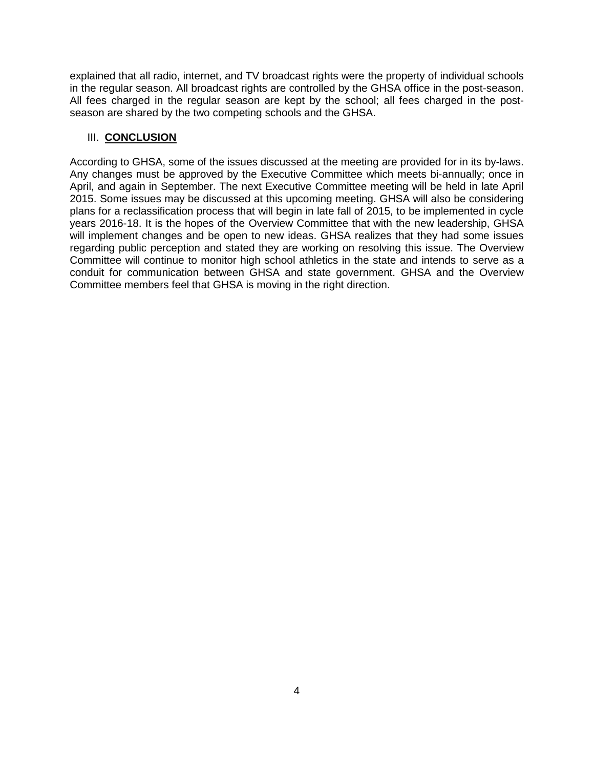explained that all radio, internet, and TV broadcast rights were the property of individual schools in the regular season. All broadcast rights are controlled by the GHSA office in the post-season. All fees charged in the regular season are kept by the school; all fees charged in the post-season are shared by the two competing schools and the GHSA.

## III. **CONCLUSION**

According to GHSA, some of the issues discussed at the meeting are provided for in its by-laws. Any changes must be approved by the Executive Committee which meets bi-annually; once in April, and again in September. The next Executive Committee meeting will be held in late April 2015. Some issues may be discussed at this upcoming meeting. GHSA will also be considering plans for a reclassification process that will begin in late fall of 2015, to be implemented in cycle years 2016-18. It is the hopes of the Overview Committee that with the new leadership, GHSA will implement changes and be open to new ideas. GHSA realizes that they had some issues regarding public perception and stated they are working on resolving this issue. The Overview Committee will continue to monitor high school athletics in the state and intends to serve as a conduit for communication between GHSA and state government. GHSA and the Overview Committee members feel that GHSA is moving in the right direction.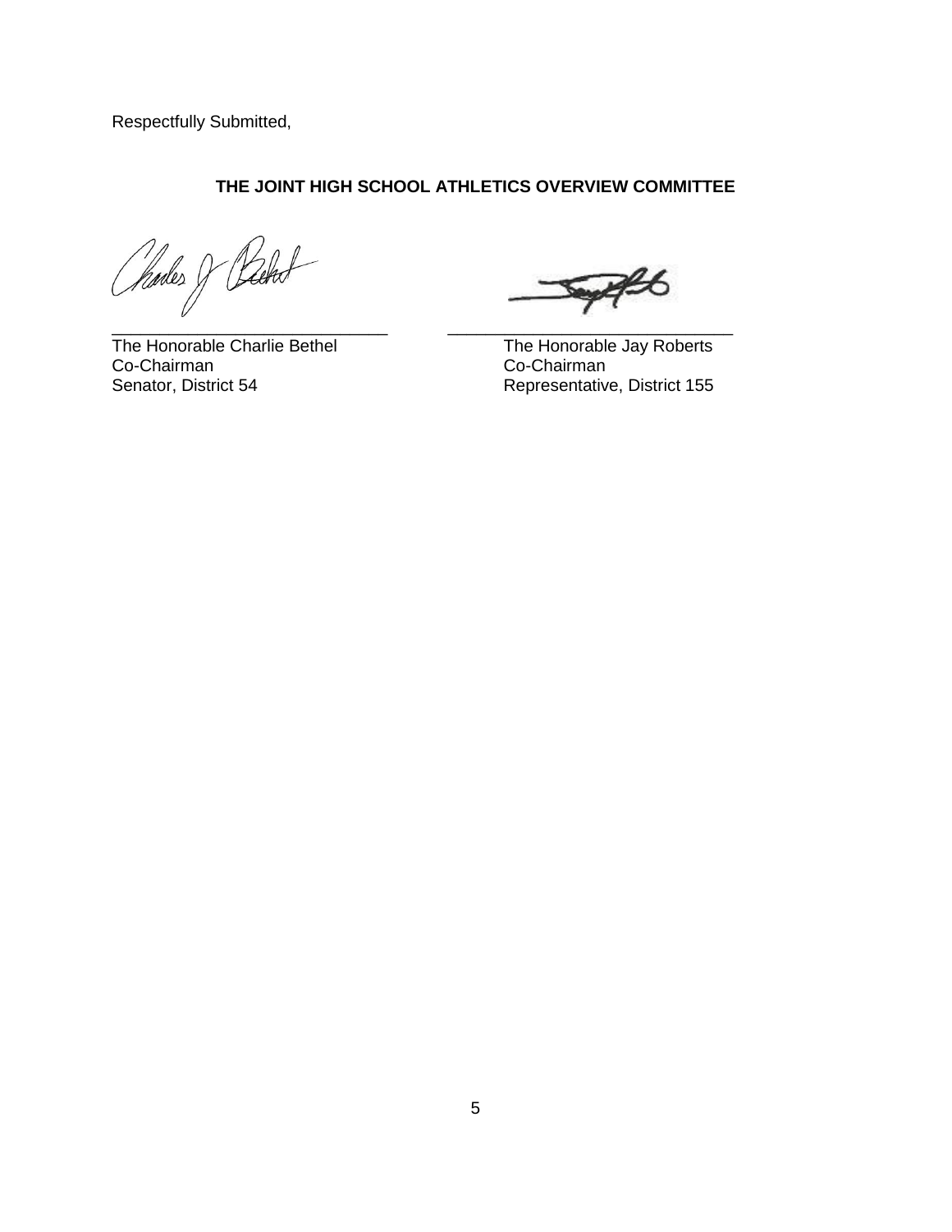Respectfully Submitted,

**THE JOINT HIGH SCHOOL ATHLETICS OVERVIEW COMMITTEE**

| | |
|---|---|
| ______________________________ | ______________________________ |
| The Honorable Charlie Bethel | The Honorable Jay Roberts |
| Co-Chairman | Co-Chairman |
| Senator, District 54 | Representative, District 155 |